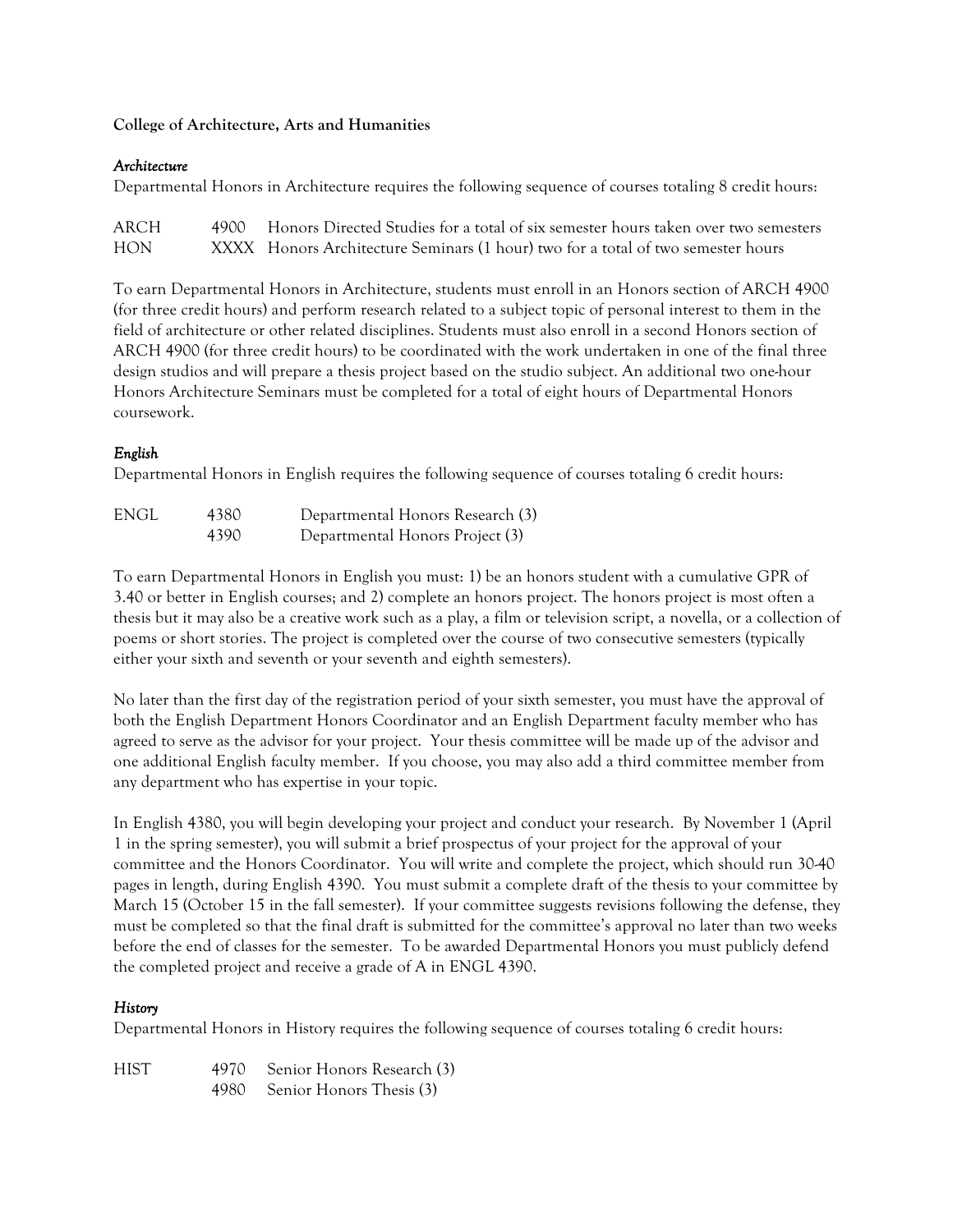**College of Architecture, Arts and Humanities**

*Architecture*

Departmental Honors in Architecture requires the following sequence of courses totaling 8 credit hours:

| | | |
|---|---|---|
| ARCH | 4900 | Honors Directed Studies for a total of six semester hours taken over two semesters |
| HON | XXXX | Honors Architecture Seminars (1 hour) two for a total of two semester hours |

To earn Departmental Honors in Architecture, students must enroll in an Honors section of ARCH 4900 (for three credit hours) and perform research related to a subject topic of personal interest to them in the field of architecture or other related disciplines. Students must also enroll in a second Honors section of ARCH 4900 (for three credit hours) to be coordinated with the work undertaken in one of the final three design studios and will prepare a thesis project based on the studio subject. An additional two one-hour Honors Architecture Seminars must be completed for a total of eight hours of Departmental Honors coursework.

*English*

Departmental Honors in English requires the following sequence of courses totaling 6 credit hours:

| | | |
|---|---|---|
| ENGL | 4380 | Departmental Honors Research (3) |
| | 4390 | Departmental Honors Project (3) |

To earn Departmental Honors in English you must: 1) be an honors student with a cumulative GPR of 3.40 or better in English courses; and 2) complete an honors project. The honors project is most often a thesis but it may also be a creative work such as a play, a film or television script, a novella, or a collection of poems or short stories. The project is completed over the course of two consecutive semesters (typically either your sixth and seventh or your seventh and eighth semesters).

No later than the first day of the registration period of your sixth semester, you must have the approval of both the English Department Honors Coordinator and an English Department faculty member who has agreed to serve as the advisor for your project. Your thesis committee will be made up of the advisor and one additional English faculty member. If you choose, you may also add a third committee member from any department who has expertise in your topic.

In English 4380, you will begin developing your project and conduct your research. By November 1 (April 1 in the spring semester), you will submit a brief prospectus of your project for the approval of your committee and the Honors Coordinator. You will write and complete the project, which should run 30-40 pages in length, during English 4390. You must submit a complete draft of the thesis to your committee by March 15 (October 15 in the fall semester). If your committee suggests revisions following the defense, they must be completed so that the final draft is submitted for the committee's approval no later than two weeks before the end of classes for the semester. To be awarded Departmental Honors you must publicly defend the completed project and receive a grade of A in ENGL 4390.

*History*

Departmental Honors in History requires the following sequence of courses totaling 6 credit hours:

| | | |
|---|---|---|
| HIST | 4970 | Senior Honors Research (3) |
| | 4980 | Senior Honors Thesis (3) |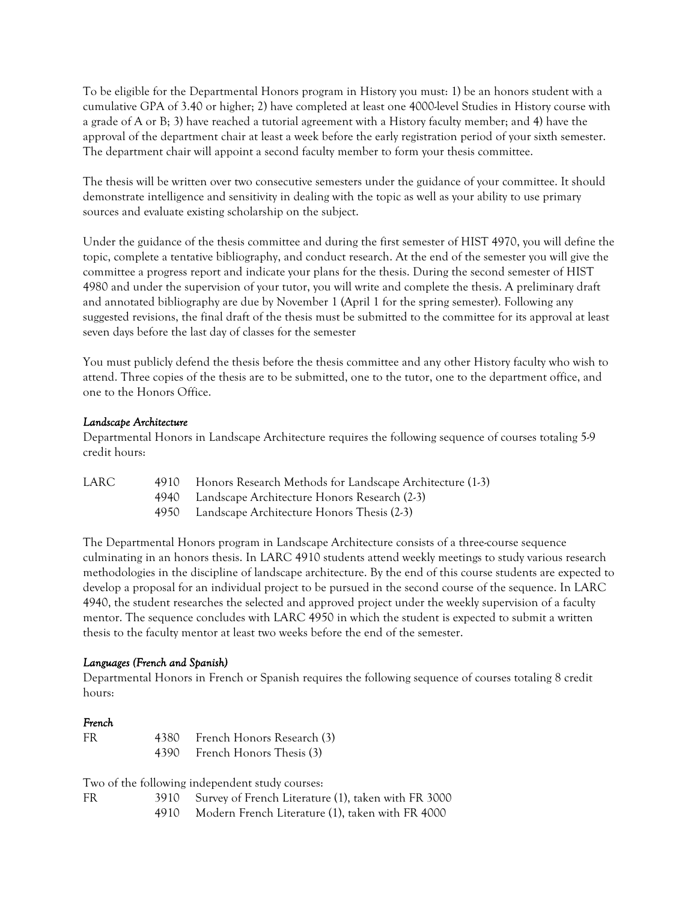To be eligible for the Departmental Honors program in History you must: 1) be an honors student with a cumulative GPA of 3.40 or higher; 2) have completed at least one 4000-level Studies in History course with a grade of A or B; 3) have reached a tutorial agreement with a History faculty member; and 4) have the approval of the department chair at least a week before the early registration period of your sixth semester. The department chair will appoint a second faculty member to form your thesis committee.

The thesis will be written over two consecutive semesters under the guidance of your committee. It should demonstrate intelligence and sensitivity in dealing with the topic as well as your ability to use primary sources and evaluate existing scholarship on the subject.

Under the guidance of the thesis committee and during the first semester of HIST 4970, you will define the topic, complete a tentative bibliography, and conduct research. At the end of the semester you will give the committee a progress report and indicate your plans for the thesis. During the second semester of HIST 4980 and under the supervision of your tutor, you will write and complete the thesis. A preliminary draft and annotated bibliography are due by November 1 (April 1 for the spring semester). Following any suggested revisions, the final draft of the thesis must be submitted to the committee for its approval at least seven days before the last day of classes for the semester

You must publicly defend the thesis before the thesis committee and any other History faculty who wish to attend. Three copies of the thesis are to be submitted, one to the tutor, one to the department office, and one to the Honors Office.

*Landscape Architecture*

Departmental Honors in Landscape Architecture requires the following sequence of courses totaling 5-9 credit hours:

| | | |
|---|---|---|
| LARC | 4910 | Honors Research Methods for Landscape Architecture (1-3) |
| | 4940 | Landscape Architecture Honors Research (2-3) |
| | 4950 | Landscape Architecture Honors Thesis (2-3) |

The Departmental Honors program in Landscape Architecture consists of a three-course sequence culminating in an honors thesis. In LARC 4910 students attend weekly meetings to study various research methodologies in the discipline of landscape architecture. By the end of this course students are expected to develop a proposal for an individual project to be pursued in the second course of the sequence. In LARC 4940, the student researches the selected and approved project under the weekly supervision of a faculty mentor. The sequence concludes with LARC 4950 in which the student is expected to submit a written thesis to the faculty mentor at least two weeks before the end of the semester.

*Languages (French and Spanish)*

Departmental Honors in French or Spanish requires the following sequence of courses totaling 8 credit hours:

*French*

| | | |
|---|---|---|
| FR | 4380 | French Honors Research (3) |
| | 4390 | French Honors Thesis (3) |

Two of the following independent study courses:

| | | |
|---|---|---|
| FR | 3910 | Survey of French Literature (1), taken with FR 3000 |
| | 4910 | Modern French Literature (1), taken with FR 4000 |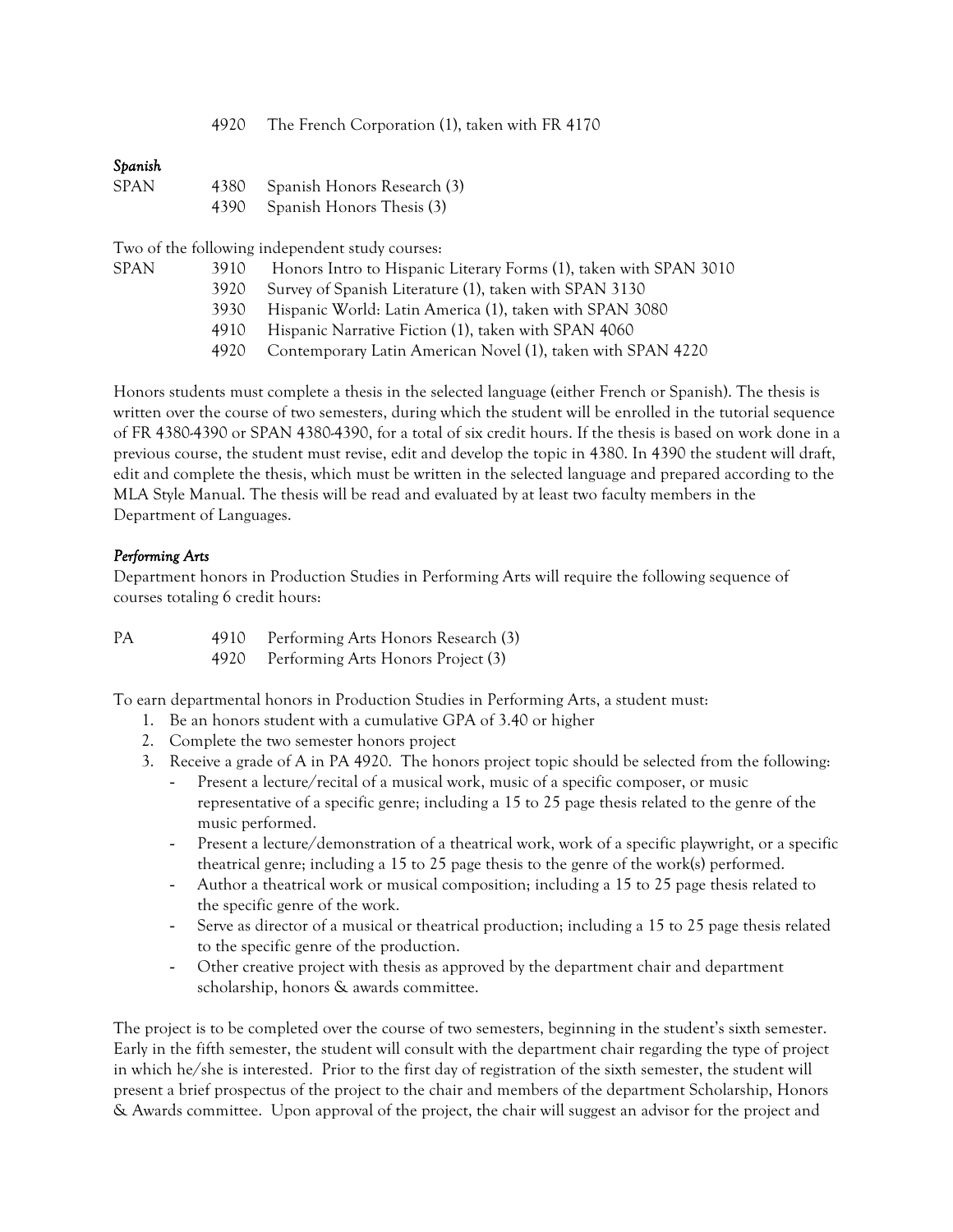| | | |
|---|---|---|
| | 4920 | The French Corporation (1), taken with FR 4170 |

*Spanish*

| | | |
|---|---|---|
| SPAN | 4380 | Spanish Honors Research (3) |
| | 4390 | Spanish Honors Thesis (3) |

Two of the following independent study courses:

| | | |
|---|---|---|
| SPAN | 3910 | Honors Intro to Hispanic Literary Forms (1), taken with SPAN 3010 |
| | 3920 | Survey of Spanish Literature (1), taken with SPAN 3130 |
| | 3930 | Hispanic World: Latin America (1), taken with SPAN 3080 |
| | 4910 | Hispanic Narrative Fiction (1), taken with SPAN 4060 |
| | 4920 | Contemporary Latin American Novel (1), taken with SPAN 4220 |

Honors students must complete a thesis in the selected language (either French or Spanish). The thesis is written over the course of two semesters, during which the student will be enrolled in the tutorial sequence of FR 4380-4390 or SPAN 4380-4390, for a total of six credit hours. If the thesis is based on work done in a previous course, the student must revise, edit and develop the topic in 4380. In 4390 the student will draft, edit and complete the thesis, which must be written in the selected language and prepared according to the MLA Style Manual. The thesis will be read and evaluated by at least two faculty members in the Department of Languages.

*Performing Arts*

Department honors in Production Studies in Performing Arts will require the following sequence of courses totaling 6 credit hours:

| | | |
|---|---|---|
| PA | 4910 | Performing Arts Honors Research (3) |
| | 4920 | Performing Arts Honors Project (3) |

To earn departmental honors in Production Studies in Performing Arts, a student must:

1. Be an honors student with a cumulative GPA of 3.40 or higher
2. Complete the two semester honors project
3. Receive a grade of A in PA 4920. The honors project topic should be selected from the following:
   - Present a lecture/recital of a musical work, music of a specific composer, or music representative of a specific genre; including a 15 to 25 page thesis related to the genre of the music performed.
   - Present a lecture/demonstration of a theatrical work, work of a specific playwright, or a specific theatrical genre; including a 15 to 25 page thesis to the genre of the work(s) performed.
   - Author a theatrical work or musical composition; including a 15 to 25 page thesis related to the specific genre of the work.
   - Serve as director of a musical or theatrical production; including a 15 to 25 page thesis related to the specific genre of the production.
   - Other creative project with thesis as approved by the department chair and department scholarship, honors & awards committee.

The project is to be completed over the course of two semesters, beginning in the student's sixth semester. Early in the fifth semester, the student will consult with the department chair regarding the type of project in which he/she is interested. Prior to the first day of registration of the sixth semester, the student will present a brief prospectus of the project to the chair and members of the department Scholarship, Honors & Awards committee. Upon approval of the project, the chair will suggest an advisor for the project and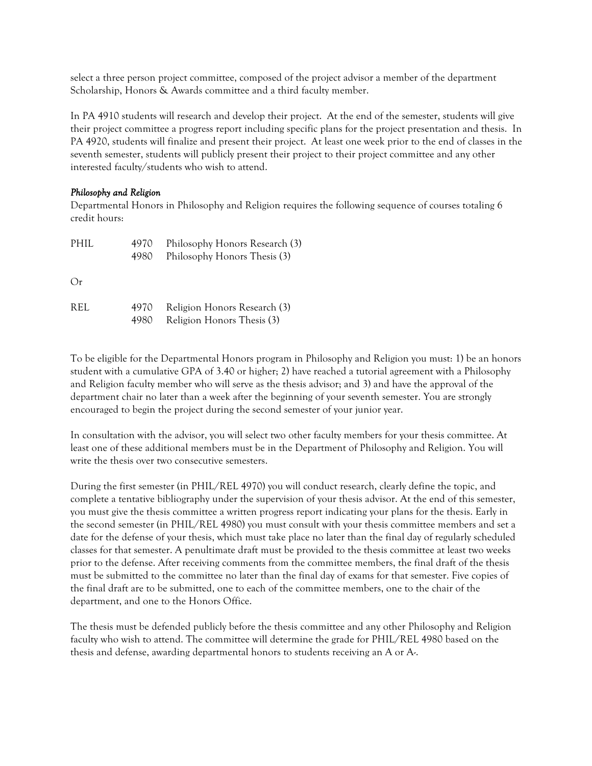select a three person project committee, composed of the project advisor a member of the department Scholarship, Honors & Awards committee and a third faculty member.

In PA 4910 students will research and develop their project. At the end of the semester, students will give their project committee a progress report including specific plans for the project presentation and thesis. In PA 4920, students will finalize and present their project. At least one week prior to the end of classes in the seventh semester, students will publicly present their project to their project committee and any other interested faculty/students who wish to attend.

***Philosophy and Religion***

Departmental Honors in Philosophy and Religion requires the following sequence of courses totaling 6 credit hours:

| | | |
|---|---|---|
| PHIL | 4970 | Philosophy Honors Research (3) |
| | 4980 | Philosophy Honors Thesis (3) |

Or

| | | |
|---|---|---|
| REL | 4970 | Religion Honors Research (3) |
| | 4980 | Religion Honors Thesis (3) |

To be eligible for the Departmental Honors program in Philosophy and Religion you must: 1) be an honors student with a cumulative GPA of 3.40 or higher; 2) have reached a tutorial agreement with a Philosophy and Religion faculty member who will serve as the thesis advisor; and 3) and have the approval of the department chair no later than a week after the beginning of your seventh semester. You are strongly encouraged to begin the project during the second semester of your junior year.

In consultation with the advisor, you will select two other faculty members for your thesis committee. At least one of these additional members must be in the Department of Philosophy and Religion. You will write the thesis over two consecutive semesters.

During the first semester (in PHIL/REL 4970) you will conduct research, clearly define the topic, and complete a tentative bibliography under the supervision of your thesis advisor. At the end of this semester, you must give the thesis committee a written progress report indicating your plans for the thesis. Early in the second semester (in PHIL/REL 4980) you must consult with your thesis committee members and set a date for the defense of your thesis, which must take place no later than the final day of regularly scheduled classes for that semester. A penultimate draft must be provided to the thesis committee at least two weeks prior to the defense. After receiving comments from the committee members, the final draft of the thesis must be submitted to the committee no later than the final day of exams for that semester. Five copies of the final draft are to be submitted, one to each of the committee members, one to the chair of the department, and one to the Honors Office.

The thesis must be defended publicly before the thesis committee and any other Philosophy and Religion faculty who wish to attend. The committee will determine the grade for PHIL/REL 4980 based on the thesis and defense, awarding departmental honors to students receiving an A or A-.